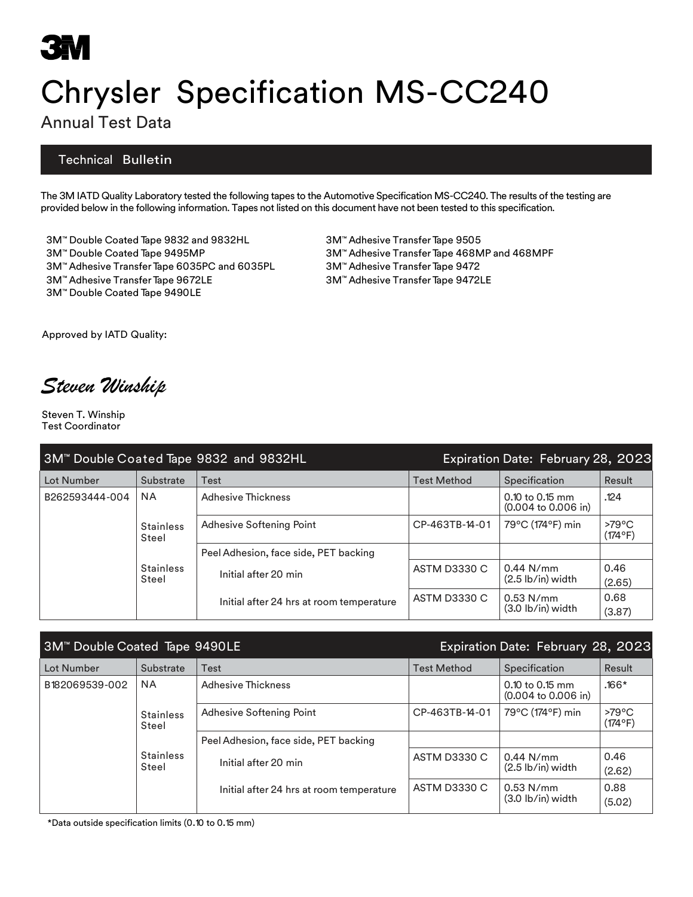# Chrysler Specification MS-CC240

## Annual Test Data

### Technical Bulletin

The 3M IATD Quality Laboratory tested the following tapes to the Automotive Specification MS-CC240. The results of the testing are provided below in the following information. Tapes not listed on this document have not been tested to this specification.

- 3M™ Double Coated Tape 9832 and 9832HL
- 3M™ Double Coated Tape 9495MP
- 3M™ Adhesive Transfer Tape 6035PC and 6035PL
- 3M™ Adhesive Transfer Tape 9672LE
- 3M™ Double Coated Tape 9490LE
- 3M™ Adhesive Transfer Tape 9505
- 3M™ Adhesive Transfer Tape 468MP and 468MPF
- 3M™ Adhesive Transfer Tape 9472
- 3M™ Adhesive Transfer Tape 9472LE

Approved by IATD Quality:

*Steven Winship*

Steven T. Winship
Test Coordinator

| 3M™ Double Coated Tape 9832 and 9832HL | | | | Expiration Date: February 28, 2023 | |
|---|---|---|---|---|---|
| Lot Number | Substrate | Test | Test Method | Specification | Result |
| B262593444-004 | NA | Adhesive Thickness | | 0.10 to 0.15 mm (0.004 to 0.006 in) | .124 |
| | Stainless Steel | Adhesive Softening Point | CP-463TB-14-01 | 79°C (174°F) min | >79°C (174°F) |
| | | Peel Adhesion, face side, PET backing | | | |
| | Stainless Steel | Initial after 20 min | ASTM D3330 C | 0.44 N/mm (2.5 lb/in) width | 0.46 (2.65) |
| | | Initial after 24 hrs at room temperature | ASTM D3330 C | 0.53 N/mm (3.0 lb/in) width | 0.68 (3.87) |

| 3M™ Double Coated Tape 9490LE | | | | Expiration Date: February 28, 2023 | |
|---|---|---|---|---|---|
| Lot Number | Substrate | Test | Test Method | Specification | Result |
| B182069539-002 | NA | Adhesive Thickness | | 0.10 to 0.15 mm (0.004 to 0.006 in) | .166* |
| | Stainless Steel | Adhesive Softening Point | CP-463TB-14-01 | 79°C (174°F) min | >79°C (174°F) |
| | | Peel Adhesion, face side, PET backing | | | |
| | Stainless Steel | Initial after 20 min | ASTM D3330 C | 0.44 N/mm (2.5 lb/in) width | 0.46 (2.62) |
| | | Initial after 24 hrs at room temperature | ASTM D3330 C | 0.53 N/mm (3.0 lb/in) width | 0.88 (5.02) |

*Data outside specification limits (0.10 to 0.15 mm)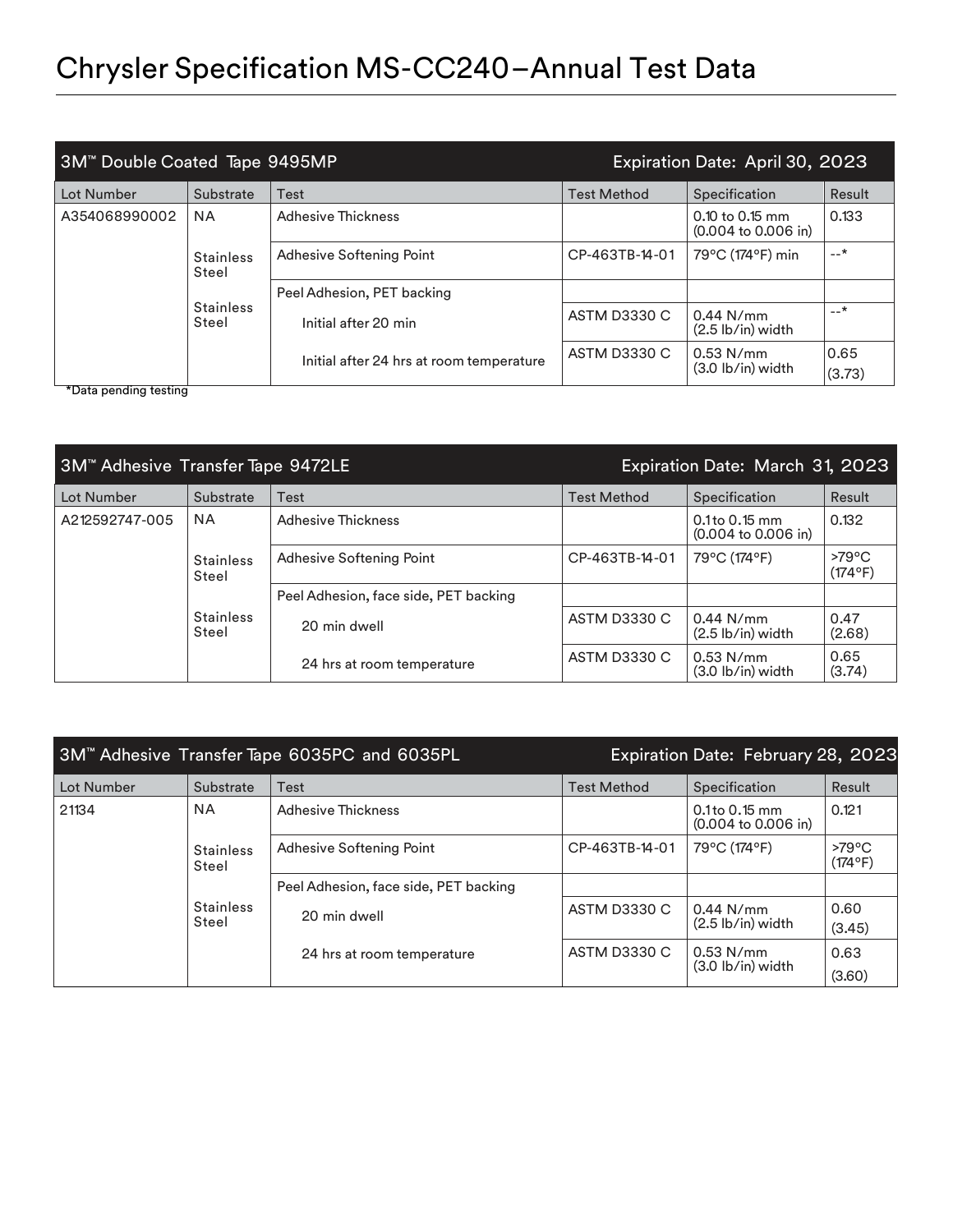# Chrysler Specification MS-CC240 – Annual Test Data

| 3M™ Double Coated Tape 9495MP | | | | Expiration Date: April 30, 2023 | |
|---|---|---|---|---|---|
| Lot Number | Substrate | Test | Test Method | Specification | Result |
| A354068990002 | NA | Adhesive Thickness | | 0.10 to 0.15 mm (0.004 to 0.006 in) | 0.133 |
| | Stainless Steel | Adhesive Softening Point | CP-463TB-14-01 | 79°C (174°F) min | --* |
| | Stainless Steel | Peel Adhesion, PET backing | | | |
| | | Initial after 20 min | ASTM D3330 C | 0.44 N/mm (2.5 lb/in) width | --* |
| | | Initial after 24 hrs at room temperature | ASTM D3330 C | 0.53 N/mm (3.0 lb/in) width | 0.65 (3.73) |

*Data pending testing

| 3M™ Adhesive Transfer Tape 9472LE | | | | Expiration Date: March 31, 2023 | |
|---|---|---|---|---|---|
| Lot Number | Substrate | Test | Test Method | Specification | Result |
| A212592747-005 | NA | Adhesive Thickness | | 0.1 to 0.15 mm (0.004 to 0.006 in) | 0.132 |
| | Stainless Steel | Adhesive Softening Point | CP-463TB-14-01 | 79°C (174°F) | >79°C (174°F) |
| | Stainless Steel | Peel Adhesion, face side, PET backing | | | |
| | | 20 min dwell | ASTM D3330 C | 0.44 N/mm (2.5 lb/in) width | 0.47 (2.68) |
| | | 24 hrs at room temperature | ASTM D3330 C | 0.53 N/mm (3.0 lb/in) width | 0.65 (3.74) |

| 3M™ Adhesive Transfer Tape 6035PC and 6035PL | | | | Expiration Date: February 28, 2023 | |
|---|---|---|---|---|---|
| Lot Number | Substrate | Test | Test Method | Specification | Result |
| 21134 | NA | Adhesive Thickness | | 0.1 to 0.15 mm (0.004 to 0.006 in) | 0.121 |
| | Stainless Steel | Adhesive Softening Point | CP-463TB-14-01 | 79°C (174°F) | >79°C (174°F) |
| | Stainless Steel | Peel Adhesion, face side, PET backing | | | |
| | | 20 min dwell | ASTM D3330 C | 0.44 N/mm (2.5 lb/in) width | 0.60 (3.45) |
| | | 24 hrs at room temperature | ASTM D3330 C | 0.53 N/mm (3.0 lb/in) width | 0.63 (3.60) |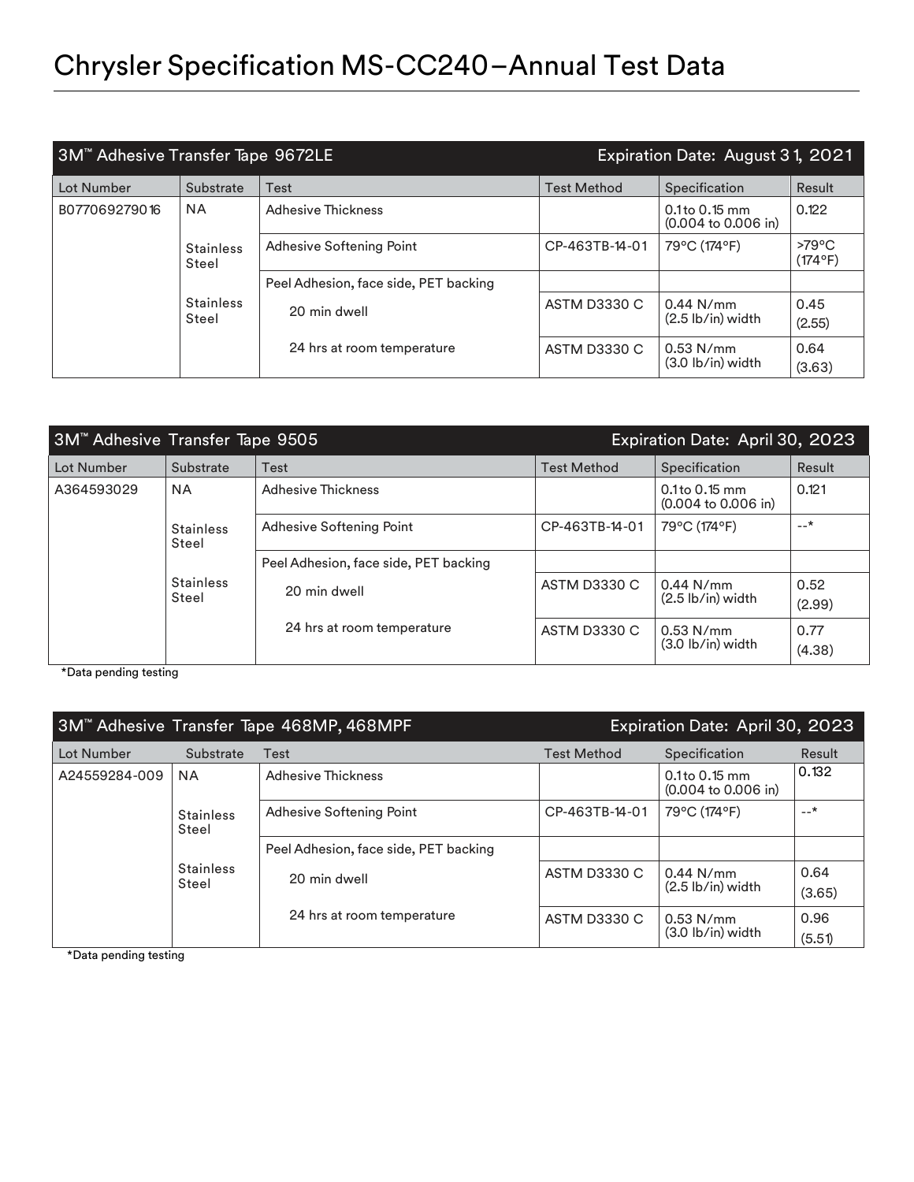# Chrysler Specification MS-CC240 – Annual Test Data

| 3M™ Adhesive Transfer Tape 9672LE | | | | Expiration Date: August 31, 2021 | |
|---|---|---|---|---|---|
| Lot Number | Substrate | Test | Test Method | Specification | Result |
| B077069279016 | NA | Adhesive Thickness | | 0.1 to 0.15 mm (0.004 to 0.006 in) | 0.122 |
| | Stainless Steel | Adhesive Softening Point | CP-463TB-14-01 | 79°C (174°F) | >79°C (174°F) |
| | | Peel Adhesion, face side, PET backing | | | |
| | Stainless Steel | 20 min dwell | ASTM D3330 C | 0.44 N/mm (2.5 lb/in) width | 0.45 (2.55) |
| | | 24 hrs at room temperature | ASTM D3330 C | 0.53 N/mm (3.0 lb/in) width | 0.64 (3.63) |

| 3M™ Adhesive Transfer Tape 9505 | | | | Expiration Date: April 30, 2023 | |
|---|---|---|---|---|---|
| Lot Number | Substrate | Test | Test Method | Specification | Result |
| A364593029 | NA | Adhesive Thickness | | 0.1 to 0.15 mm (0.004 to 0.006 in) | 0.121 |
| | Stainless Steel | Adhesive Softening Point | CP-463TB-14-01 | 79°C (174°F) | --* |
| | | Peel Adhesion, face side, PET backing | | | |
| | Stainless Steel | 20 min dwell | ASTM D3330 C | 0.44 N/mm (2.5 lb/in) width | 0.52 (2.99) |
| | | 24 hrs at room temperature | ASTM D3330 C | 0.53 N/mm (3.0 lb/in) width | 0.77 (4.38) |

*Data pending testing

| 3M™ Adhesive Transfer Tape 468MP, 468MPF | | | | Expiration Date: April 30, 2023 | |
|---|---|---|---|---|---|
| Lot Number | Substrate | Test | Test Method | Specification | Result |
| A24559284-009 | NA | Adhesive Thickness | | 0.1 to 0.15 mm (0.004 to 0.006 in) | 0.132 |
| | Stainless Steel | Adhesive Softening Point | CP-463TB-14-01 | 79°C (174°F) | --* |
| | | Peel Adhesion, face side, PET backing | | | |
| | Stainless Steel | 20 min dwell | ASTM D3330 C | 0.44 N/mm (2.5 lb/in) width | 0.64 (3.65) |
| | | 24 hrs at room temperature | ASTM D3330 C | 0.53 N/mm (3.0 lb/in) width | 0.96 (5.51) |

*Data pending testing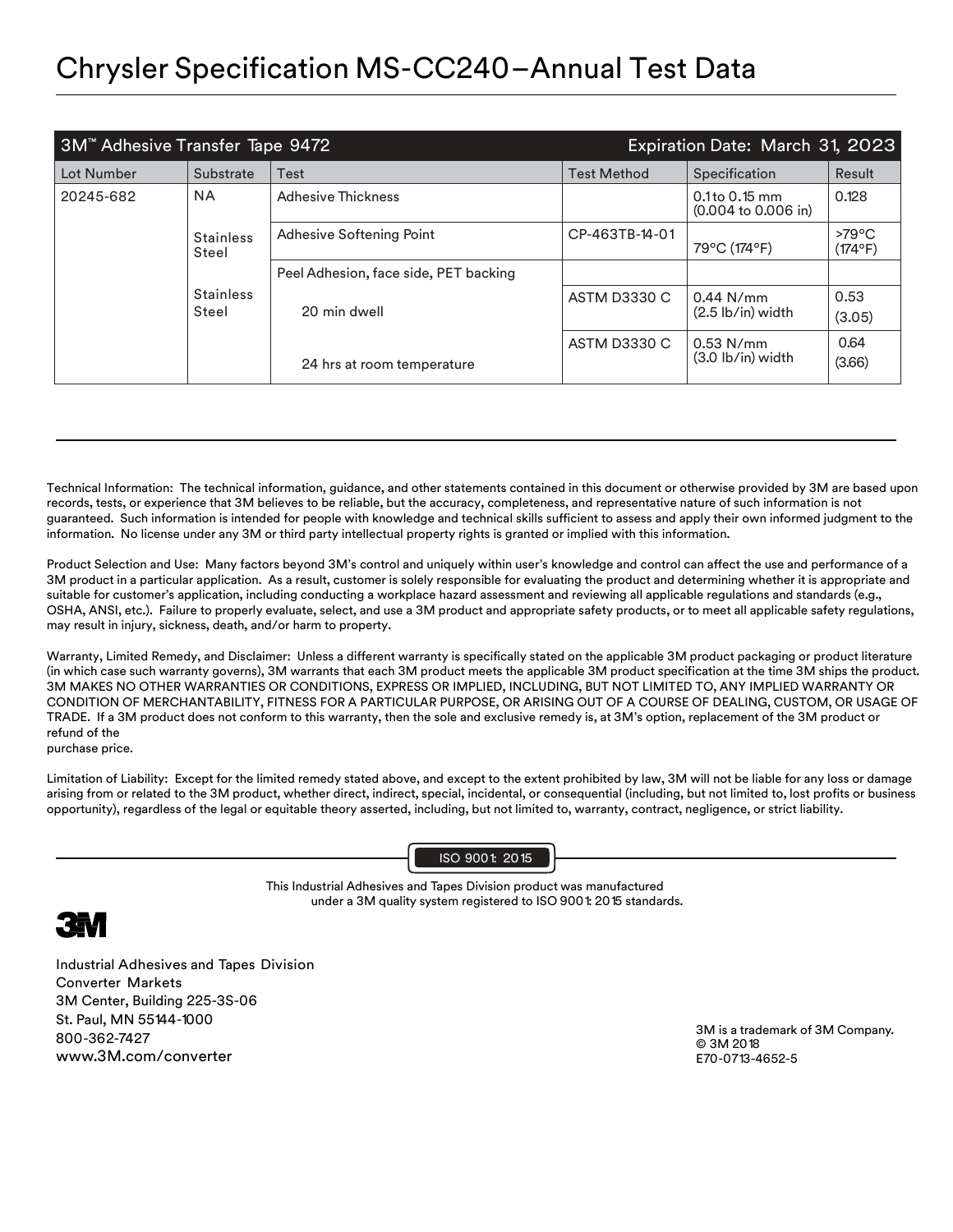# Chrysler Specification MS-CC240–Annual Test Data

| 3M™ Adhesive Transfer Tape 9472 | | | | Expiration Date: March 31, 2023 | |
|---|---|---|---|---|---|
| Lot Number | Substrate | Test | Test Method | Specification | Result |
| 20245-682 | NA | Adhesive Thickness | | 0.1 to 0.15 mm (0.004 to 0.006 in) | 0.128 |
| | Stainless Steel | Adhesive Softening Point | CP-463TB-14-01 | 79°C (174°F) | >79°C (174°F) |
| | | Peel Adhesion, face side, PET backing | | | |
| | Stainless Steel | 20 min dwell | ASTM D3330 C | 0.44 N/mm (2.5 lb/in) width | 0.53 (3.05) |
| | | 24 hrs at room temperature | ASTM D3330 C | 0.53 N/mm (3.0 lb/in) width | 0.64 (3.66) |

Technical Information: The technical information, guidance, and other statements contained in this document or otherwise provided by 3M are based upon records, tests, or experience that 3M believes to be reliable, but the accuracy, completeness, and representative nature of such information is not guaranteed. Such information is intended for people with knowledge and technical skills sufficient to assess and apply their own informed judgment to the information. No license under any 3M or third party intellectual property rights is granted or implied with this information.

Product Selection and Use: Many factors beyond 3M's control and uniquely within user's knowledge and control can affect the use and performance of a 3M product in a particular application. As a result, customer is solely responsible for evaluating the product and determining whether it is appropriate and suitable for customer's application, including conducting a workplace hazard assessment and reviewing all applicable regulations and standards (e.g., OSHA, ANSI, etc.). Failure to properly evaluate, select, and use a 3M product and appropriate safety products, or to meet all applicable safety regulations, may result in injury, sickness, death, and/or harm to property.

Warranty, Limited Remedy, and Disclaimer: Unless a different warranty is specifically stated on the applicable 3M product packaging or product literature (in which case such warranty governs), 3M warrants that each 3M product meets the applicable 3M product specification at the time 3M ships the product. 3M MAKES NO OTHER WARRANTIES OR CONDITIONS, EXPRESS OR IMPLIED, INCLUDING, BUT NOT LIMITED TO, ANY IMPLIED WARRANTY OR CONDITION OF MERCHANTABILITY, FITNESS FOR A PARTICULAR PURPOSE, OR ARISING OUT OF A COURSE OF DEALING, CUSTOM, OR USAGE OF TRADE. If a 3M product does not conform to this warranty, then the sole and exclusive remedy is, at 3M's option, replacement of the 3M product or refund of the purchase price.

Limitation of Liability: Except for the limited remedy stated above, and except to the extent prohibited by law, 3M will not be liable for any loss or damage arising from or related to the 3M product, whether direct, indirect, special, incidental, or consequential (including, but not limited to, lost profits or business opportunity), regardless of the legal or equitable theory asserted, including, but not limited to, warranty, contract, negligence, or strict liability.

ISO 9001: 2015

This Industrial Adhesives and Tapes Division product was manufactured under a 3M quality system registered to ISO 9001: 2015 standards.

3M

Industrial Adhesives and Tapes Division
Converter Markets
3M Center, Building 225-3S-06
St. Paul, MN 55144-1000
800-362-7427
www.3M.com/converter

3M is a trademark of 3M Company.
© 3M 2018
E70-0713-4652-5